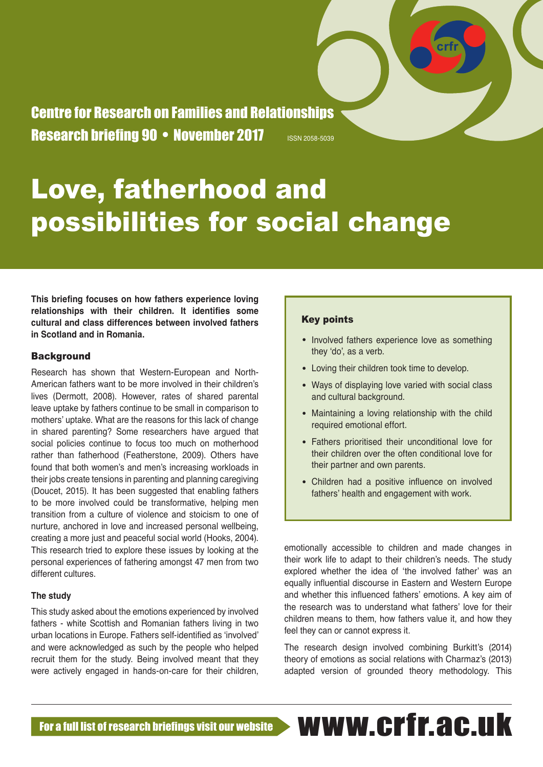Centre for Research on Families and Relationships

Research briefing 90 • November 2017

ISSN 2058-5039

# Love, fatherhood and possibilities for social change

**This briefing focuses on how fathers experience loving relationships with their children. It identifies some cultural and class differences between involved fathers in Scotland and in Romania.**

## Key points

- Involved fathers experience love as something they 'do', as a verb.
- Loving their children took time to develop.
- Ways of displaying love varied with social class and cultural background.
- Maintaining a loving relationship with the child required emotional effort.
- Fathers prioritised their unconditional love for their children over the often conditional love for their partner and own parents.
- Children had a positive influence on involved fathers' health and engagement with work.

## Background

Research has shown that Western-European and North-American fathers want to be more involved in their children's lives (Dermott, 2008). However, rates of shared parental leave uptake by fathers continue to be small in comparison to mothers' uptake. What are the reasons for this lack of change in shared parenting? Some researchers have argued that social policies continue to focus too much on motherhood rather than fatherhood (Featherstone, 2009). Others have found that both women's and men's increasing workloads in their jobs create tensions in parenting and planning caregiving (Doucet, 2015). It has been suggested that enabling fathers to be more involved could be transformative, helping men transition from a culture of violence and stoicism to one of nurture, anchored in love and increased personal wellbeing, creating a more just and peaceful social world (Hooks, 2004). This research tried to explore these issues by looking at the personal experiences of fathering amongst 47 men from two different cultures.

### The study

This study asked about the emotions experienced by involved fathers - white Scottish and Romanian fathers living in two urban locations in Europe. Fathers self-identified as 'involved' and were acknowledged as such by the people who helped recruit them for the study. Being involved meant that they were actively engaged in hands-on-care for their children, emotionally accessible to children and made changes in their work life to adapt to their children's needs. The study explored whether the idea of 'the involved father' was an equally influential discourse in Eastern and Western Europe and whether this influenced fathers' emotions. A key aim of the research was to understand what fathers' love for their children means to them, how fathers value it, and how they feel they can or cannot express it.

The research design involved combining Burkitt's (2014) theory of emotions as social relations with Charmaz's (2013) adapted version of grounded theory methodology. This

For a full list of research briefings visit our website www.crfr.ac.uk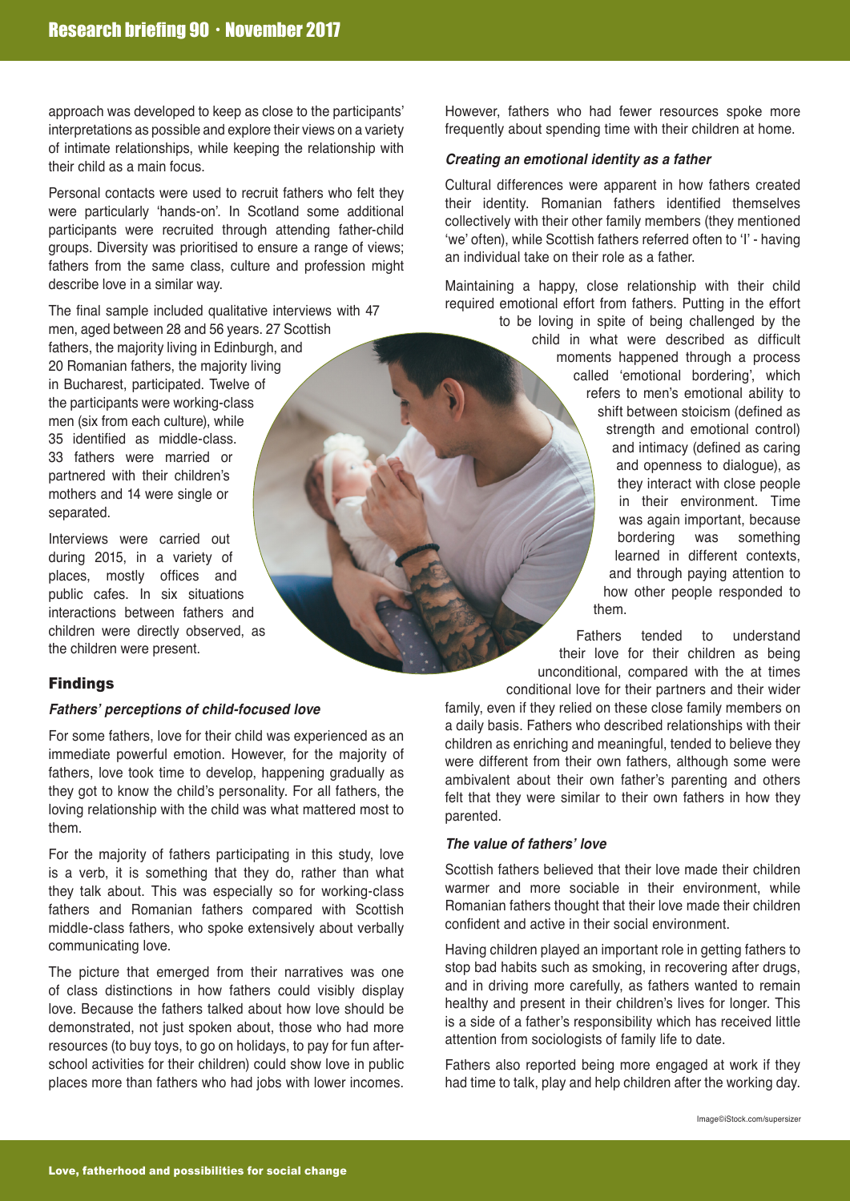approach was developed to keep as close to the participants' interpretations as possible and explore their views on a variety of intimate relationships, while keeping the relationship with their child as a main focus.

Personal contacts were used to recruit fathers who felt they were particularly 'hands-on'. In Scotland some additional participants were recruited through attending father-child groups. Diversity was prioritised to ensure a range of views; fathers from the same class, culture and profession might describe love in a similar way.

The final sample included qualitative interviews with 47 men, aged between 28 and 56 years. 27 Scottish fathers, the majority living in Edinburgh, and 20 Romanian fathers, the majority living in Bucharest, participated. Twelve of the participants were working-class men (six from each culture), while 35 identified as middle-class. 33 fathers were married or partnered with their children's mothers and 14 were single or separated.

Interviews were carried out during 2015, in a variety of places, mostly offices and public cafes. In six situations interactions between fathers and children were directly observed, as the children were present.

## Findings

### *Fathers' perceptions of child-focused love*

For some fathers, love for their child was experienced as an immediate powerful emotion. However, for the majority of fathers, love took time to develop, happening gradually as they got to know the child's personality. For all fathers, the loving relationship with the child was what mattered most to them.

For the majority of fathers participating in this study, love is a verb, it is something that they do, rather than what they talk about. This was especially so for working-class fathers and Romanian fathers compared with Scottish middle-class fathers, who spoke extensively about verbally communicating love.

The picture that emerged from their narratives was one of class distinctions in how fathers could visibly display love. Because the fathers talked about how love should be demonstrated, not just spoken about, those who had more resources (to buy toys, to go on holidays, to pay for fun after-school activities for their children) could show love in public places more than fathers who had jobs with lower incomes. However, fathers who had fewer resources spoke more frequently about spending time with their children at home.

### *Creating an emotional identity as a father*

Cultural differences were apparent in how fathers created their identity. Romanian fathers identified themselves collectively with their other family members (they mentioned 'we' often), while Scottish fathers referred often to 'I' - having an individual take on their role as a father.

Maintaining a happy, close relationship with their child required emotional effort from fathers. Putting in the effort to be loving in spite of being challenged by the child in what were described as difficult moments happened through a process called 'emotional bordering', which refers to men's emotional ability to shift between stoicism (defined as strength and emotional control) and intimacy (defined as caring and openness to dialogue), as they interact with close people in their environment. Time was again important, because bordering was something learned in different contexts, and through paying attention to how other people responded to them.

Fathers tended to understand their love for their children as being unconditional, compared with the at times conditional love for their partners and their wider family, even if they relied on these close family members on a daily basis. Fathers who described relationships with their children as enriching and meaningful, tended to believe they were different from their own fathers, although some were ambivalent about their own father's parenting and others felt that they were similar to their own fathers in how they parented.

### *The value of fathers' love*

Scottish fathers believed that their love made their children warmer and more sociable in their environment, while Romanian fathers thought that their love made their children confident and active in their social environment.

Having children played an important role in getting fathers to stop bad habits such as smoking, in recovering after drugs, and in driving more carefully, as fathers wanted to remain healthy and present in their children's lives for longer. This is a side of a father's responsibility which has received little attention from sociologists of family life to date.

Fathers also reported being more engaged at work if they had time to talk, play and help children after the working day.

Image©iStock.com/supersizer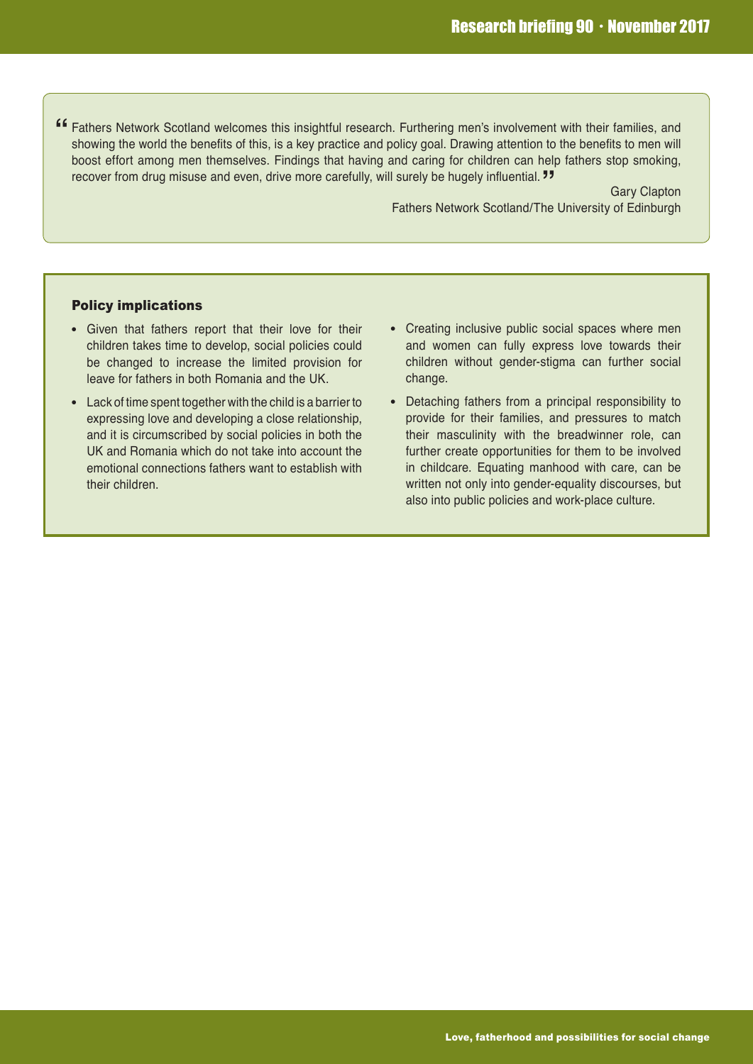> "Fathers Network Scotland welcomes this insightful research. Furthering men's involvement with their families, and showing the world the benefits of this, is a key practice and policy goal. Drawing attention to the benefits to men will boost effort among men themselves. Findings that having and caring for children can help fathers stop smoking, recover from drug misuse and even, drive more carefully, will surely be hugely influential."
>
> Gary Clapton
> Fathers Network Scotland/The University of Edinburgh

## Policy implications

- Given that fathers report that their love for their children takes time to develop, social policies could be changed to increase the limited provision for leave for fathers in both Romania and the UK.
- Lack of time spent together with the child is a barrier to expressing love and developing a close relationship, and it is circumscribed by social policies in both the UK and Romania which do not take into account the emotional connections fathers want to establish with their children.
- Creating inclusive public social spaces where men and women can fully express love towards their children without gender-stigma can further social change.
- Detaching fathers from a principal responsibility to provide for their families, and pressures to match their masculinity with the breadwinner role, can further create opportunities for them to be involved in childcare. Equating manhood with care, can be written not only into gender-equality discourses, but also into public policies and work-place culture.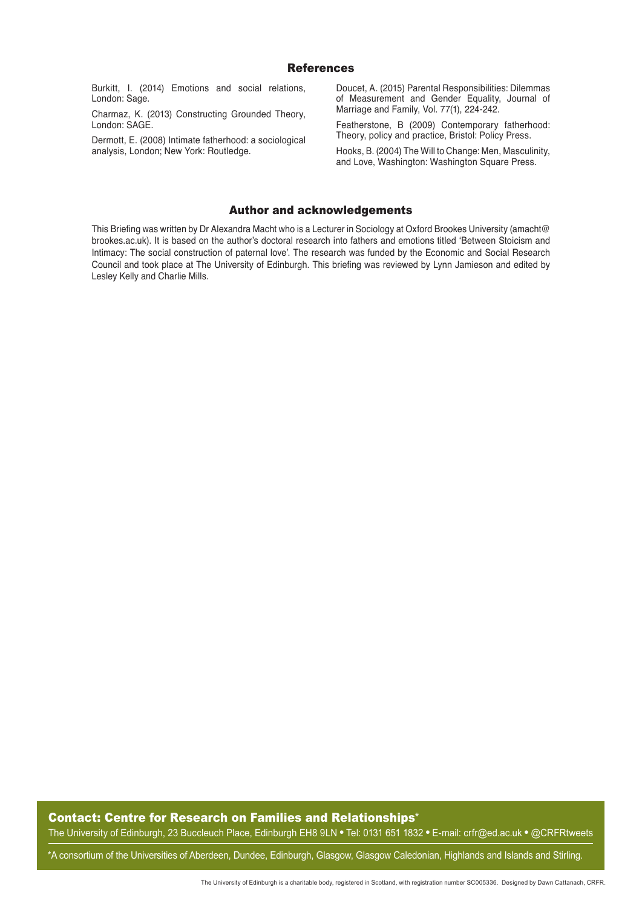## References

Burkitt, I. (2014) Emotions and social relations, London: Sage.

Charmaz, K. (2013) Constructing Grounded Theory, London: SAGE.

Dermott, E. (2008) Intimate fatherhood: a sociological analysis, London; New York: Routledge.

Doucet, A. (2015) Parental Responsibilities: Dilemmas of Measurement and Gender Equality, Journal of Marriage and Family, Vol. 77(1), 224-242.

Featherstone, B (2009) Contemporary fatherhood: Theory, policy and practice, Bristol: Policy Press.

Hooks, B. (2004) The Will to Change: Men, Masculinity, and Love, Washington: Washington Square Press.

## Author and acknowledgements

This Briefing was written by Dr Alexandra Macht who is a Lecturer in Sociology at Oxford Brookes University (amacht@brookes.ac.uk). It is based on the author's doctoral research into fathers and emotions titled 'Between Stoicism and Intimacy: The social construction of paternal love'. The research was funded by the Economic and Social Research Council and took place at The University of Edinburgh. This briefing was reviewed by Lynn Jamieson and edited by Lesley Kelly and Charlie Mills.

**Contact: Centre for Research on Families and Relationships***

The University of Edinburgh, 23 Buccleuch Place, Edinburgh EH8 9LN • Tel: 0131 651 1832 • E-mail: crfr@ed.ac.uk • @CRFRtweets

*A consortium of the Universities of Aberdeen, Dundee, Edinburgh, Glasgow, Glasgow Caledonian, Highlands and Islands and Stirling.

The University of Edinburgh is a charitable body, registered in Scotland, with registration number SC005336. Designed by Dawn Cattanach, CRFR.